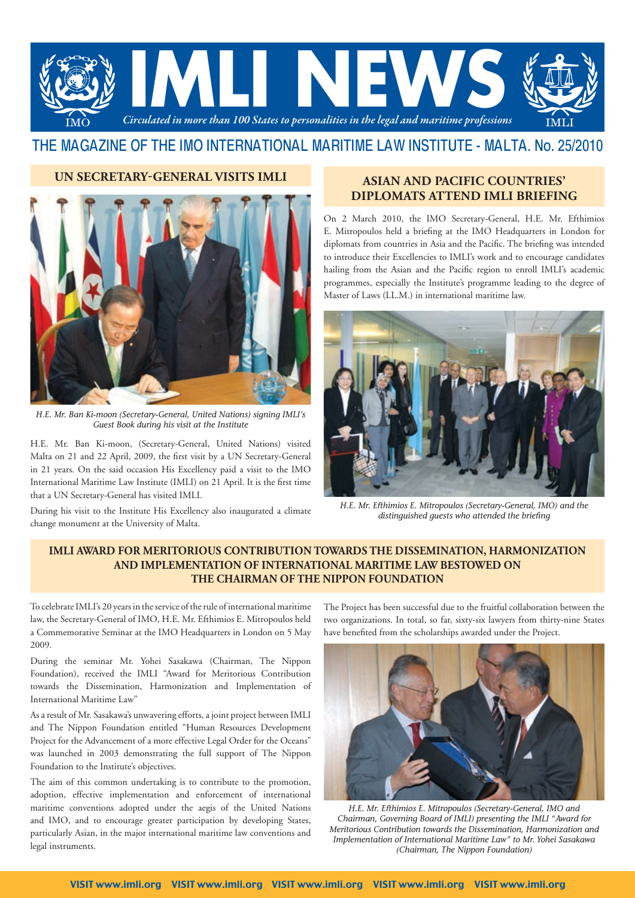# IMLI NEWS

*Circulated in more than 100 States to personalities in the legal and maritime professions*

## THE MAGAZINE OF THE IMO INTERNATIONAL MARITIME LAW INSTITUTE - MALTA. No. 25/2010

### UN SECRETARY-GENERAL VISITS IMLI

*H.E. Mr. Ban Ki-moon (Secretary-General, United Nations) signing IMLI's Guest Book during his visit at the Institute*

H.E. Mr. Ban Ki-moon, (Secretary-General, United Nations) visited Malta on 21 and 22 April, 2009, the first visit by a UN Secretary-General in 21 years. On the said occasion His Excellency paid a visit to the IMO International Maritime Law Institute (IMLI) on 21 April. It is the first time that a UN Secretary-General has visited IMLI.

During his visit to the Institute His Excellency also inaugurated a climate change monument at the University of Malta.

### ASIAN AND PACIFIC COUNTRIES' DIPLOMATS ATTEND IMLI BRIEFING

On 2 March 2010, the IMO Secretary-General, H.E. Mr. Efthimios E. Mitropoulos held a briefing at the IMO Headquarters in London for diplomats from countries in Asia and the Pacific. The briefing was intended to introduce their Excellencies to IMLI's work and to encourage candidates hailing from the Asian and the Pacific region to enroll IMLI's academic programmes, especially the Institute's programme leading to the degree of Master of Laws (LL.M.) in international maritime law.

*H.E. Mr. Efthimios E. Mitropoulos (Secretary-General, IMO) and the distinguished guests who attended the briefing*

### IMLI AWARD FOR MERITORIOUS CONTRIBUTION TOWARDS THE DISSEMINATION, HARMONIZATION AND IMPLEMENTATION OF INTERNATIONAL MARITIME LAW BESTOWED ON THE CHAIRMAN OF THE NIPPON FOUNDATION

To celebrate IMLI's 20 years in the service of the rule of international maritime law, the Secretary-General of IMO, H.E. Mr. Efthimios E. Mitropoulos held a Commemorative Seminar at the IMO Headquarters in London on 5 May 2009.

During the seminar Mr. Yohei Sasakawa (Chairman, The Nippon Foundation), received the IMLI "Award for Meritorious Contribution towards the Dissemination, Harmonization and Implementation of International Maritime Law"

As a result of Mr. Sasakawa's unwavering efforts, a joint project between IMLI and The Nippon Foundation entitled "Human Resources Development Project for the Advancement of a more effective Legal Order for the Oceans" was launched in 2003 demonstrating the full support of The Nippon Foundation to the Institute's objectives.

The aim of this common undertaking is to contribute to the promotion, adoption, effective implementation and enforcement of international maritime conventions adopted under the aegis of the United Nations and IMO, and to encourage greater participation by developing States, particularly Asian, in the major international maritime law conventions and legal instruments.

The Project has been successful due to the fruitful collaboration between the two organizations. In total, so far, sixty-six lawyers from thirty-nine States have benefited from the scholarships awarded under the Project.

*H.E. Mr. Efthimios E. Mitropoulos (Secretary-General, IMO and Chairman, Governing Board of IMLI) presenting the IMLI "Award for Meritorious Contribution towards the Dissemination, Harmonization and Implementation of International Maritime Law" to Mr. Yohei Sasakawa (Chairman, The Nippon Foundation)*

VISIT www.imli.org VISIT www.imli.org VISIT www.imli.org VISIT www.imli.org VISIT www.imli.org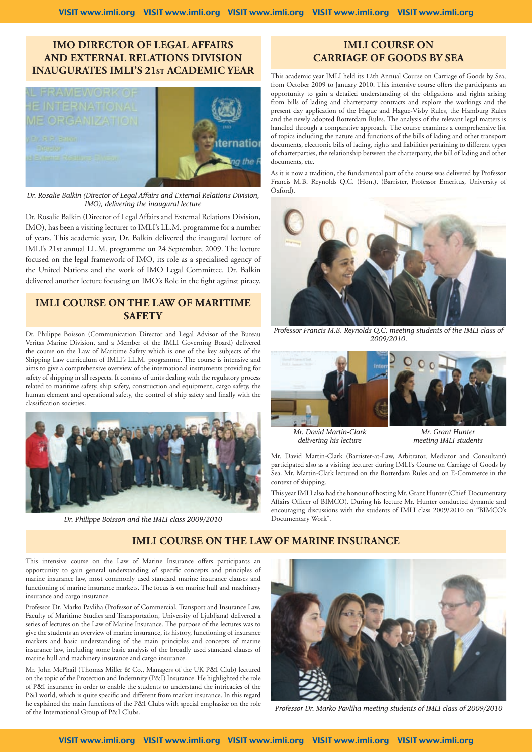## IMO DIRECTOR OF LEGAL AFFAIRS AND EXTERNAL RELATIONS DIVISION INAUGURATES IMLI'S 21ST ACADEMIC YEAR

*Dr. Rosalie Balkin (Director of Legal Affairs and External Relations Division, IMO), delivering the inaugural lecture*

Dr. Rosalie Balkin (Director of Legal Affairs and External Relations Division, IMO), has been a visiting lecturer to IMLI's LL.M. programme for a number of years. This academic year, Dr. Balkin delivered the inaugural lecture of IMLI's 21st annual LL.M. programme on 24 September, 2009. The lecture focused on the legal framework of IMO, its role as a specialised agency of the United Nations and the work of IMO Legal Committee. Dr. Balkin delivered another lecture focusing on IMO's Role in the fight against piracy.

## IMLI COURSE ON THE LAW OF MARITIME SAFETY

Dr. Philippe Boisson (Communication Director and Legal Advisor of the Bureau Veritas Marine Division, and a Member of the IMLI Governing Board) delivered the course on the Law of Maritime Safety which is one of the key subjects of the Shipping Law curriculum of IMLI's LL.M. programme. The course is intensive and aims to give a comprehensive overview of the international instruments providing for safety of shipping in all respects. It consists of units dealing with the regulatory process related to maritime safety, ship safety, construction and equipment, cargo safety, the human element and operational safety, the control of ship safety and finally with the classification societies.

*Dr. Philippe Boisson and the IMLI class 2009/2010*

## IMLI COURSE ON CARRIAGE OF GOODS BY SEA

This academic year IMLI held its 12th Annual Course on Carriage of Goods by Sea, from October 2009 to January 2010. This intensive course offers the participants an opportunity to gain a detailed understanding of the obligations and rights arising from bills of lading and charterparty contracts and explore the workings and the present day application of the Hague and Hague-Visby Rules, the Hamburg Rules and the newly adopted Rotterdam Rules. The analysis of the relevant legal matters is handled through a comparative approach. The course examines a comprehensive list of topics including the nature and functions of the bills of lading and other transport documents, electronic bills of lading, rights and liabilities pertaining to different types of charterparties, the relationship between the charterparty, the bill of lading and other documents, etc.

As it is now a tradition, the fundamental part of the course was delivered by Professor Francis M.B. Reynolds Q.C. (Hon.), (Barrister, Professor Emeritus, University of Oxford).

*Professor Francis M.B. Reynolds Q.C. meeting students of the IMLI class of 2009/2010.*

*Mr. David Martin-Clark delivering his lecture*

*Mr. Grant Hunter meeting IMLI students*

Mr. David Martin-Clark (Barrister-at-Law, Arbitrator, Mediator and Consultant) participated also as a visiting lecturer during IMLI's Course on Carriage of Goods by Sea. Mr. Martin-Clark lectured on the Rotterdam Rules and on E-Commerce in the context of shipping.

This year IMLI also had the honour of hosting Mr. Grant Hunter (Chief Documentary Affairs Officer of BIMCO). During his lecture Mr. Hunter conducted dynamic and encouraging discussions with the students of IMLI class 2009/2010 on "BIMCO's Documentary Work".

## IMLI COURSE ON THE LAW OF MARINE INSURANCE

This intensive course on the Law of Marine Insurance offers participants an opportunity to gain general understanding of specific concepts and principles of marine insurance law, most commonly used standard marine insurance clauses and functioning of marine insurance markets. The focus is on marine hull and machinery insurance and cargo insurance.

Professor Dr. Marko Pavliha (Professor of Commercial, Transport and Insurance Law, Faculty of Maritime Studies and Transportation, University of Ljubljana) delivered a series of lectures on the Law of Marine Insurance. The purpose of the lectures was to give the students an overview of marine insurance, its history, functioning of insurance markets and basic understanding of the main principles and concepts of marine insurance law, including some basic analysis of the broadly used standard clauses of marine hull and machinery insurance and cargo insurance.

Mr. John McPhail (Thomas Miller & Co., Managers of the UK P&I Club) lectured on the topic of the Protection and Indemnity (P&I) Insurance. He highlighted the role of P&I insurance in order to enable the students to understand the intricacies of the P&I world, which is quite specific and different from market insurance. In this regard he explained the main functions of the P&I Clubs with special emphasize on the role of the International Group of P&I Clubs.

*Professor Dr. Marko Pavliha meeting students of IMLI class of 2009/2010*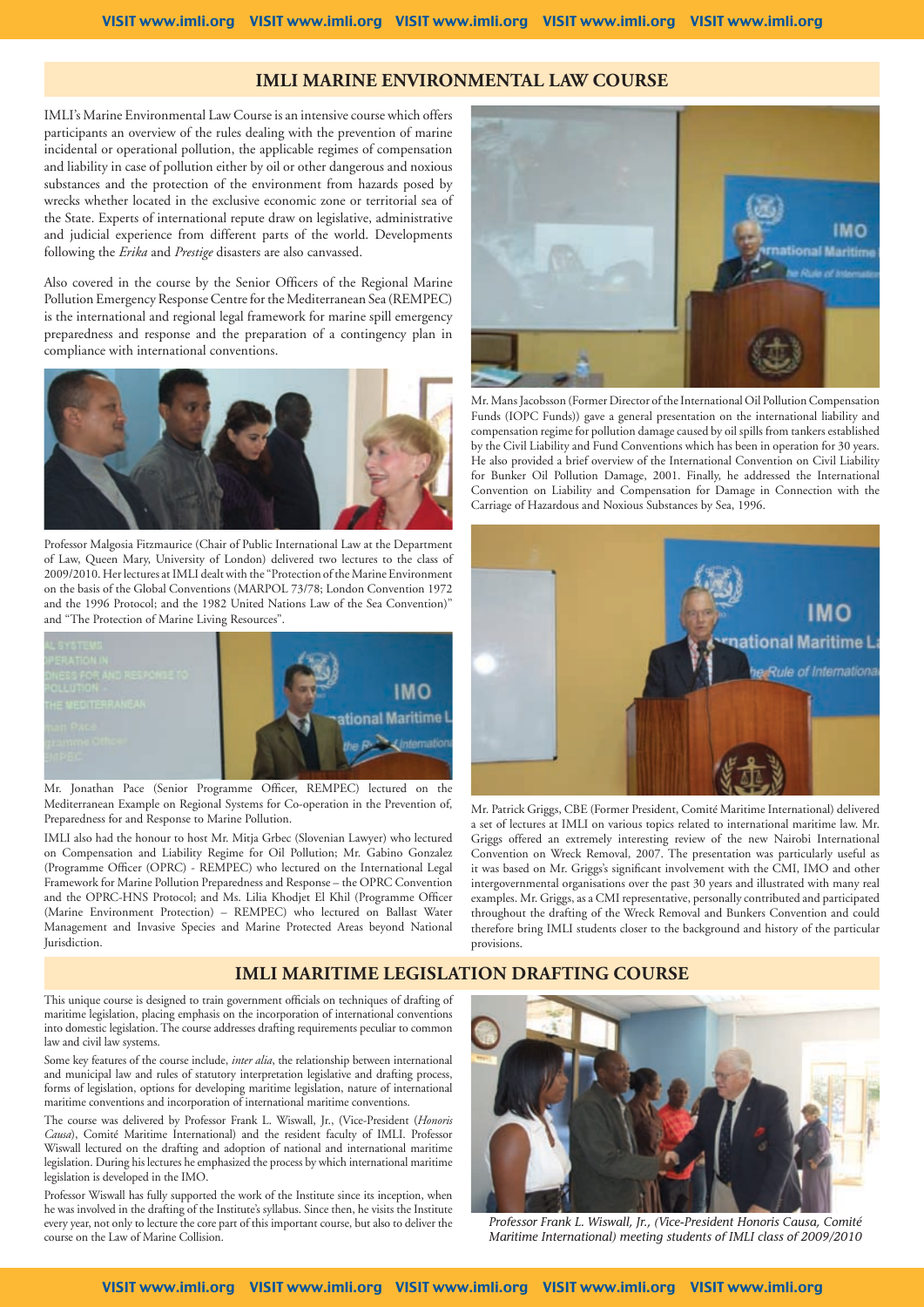## IMLI MARINE ENVIRONMENTAL LAW COURSE

IMLI's Marine Environmental Law Course is an intensive course which offers participants an overview of the rules dealing with the prevention of marine incidental or operational pollution, the applicable regimes of compensation and liability in case of pollution either by oil or other dangerous and noxious substances and the protection of the environment from hazards posed by wrecks whether located in the exclusive economic zone or territorial sea of the State. Experts of international repute draw on legislative, administrative and judicial experience from different parts of the world. Developments following the *Erika* and *Prestige* disasters are also canvassed.

Also covered in the course by the Senior Officers of the Regional Marine Pollution Emergency Response Centre for the Mediterranean Sea (REMPEC) is the international and regional legal framework for marine spill emergency preparedness and response and the preparation of a contingency plan in compliance with international conventions.

Professor Malgosia Fitzmaurice (Chair of Public International Law at the Department of Law, Queen Mary, University of London) delivered two lectures to the class of 2009/2010. Her lectures at IMLI dealt with the "Protection of the Marine Environment on the basis of the Global Conventions (MARPOL 73/78; London Convention 1972 and the 1996 Protocol; and the 1982 United Nations Law of the Sea Convention)" and "The Protection of Marine Living Resources".

Mr. Jonathan Pace (Senior Programme Officer, REMPEC) lectured on the Mediterranean Example on Regional Systems for Co-operation in the Prevention of, Preparedness for and Response to Marine Pollution.

IMLI also had the honour to host Mr. Mitja Grbec (Slovenian Lawyer) who lectured on Compensation and Liability Regime for Oil Pollution; Mr. Gabino Gonzalez (Programme Officer (OPRC) - REMPEC) who lectured on the International Legal Framework for Marine Pollution Preparedness and Response – the OPRC Convention and the OPRC-HNS Protocol; and Ms. Lilia Khodjet El Khil (Programme Officer (Marine Environment Protection) – REMPEC) who lectured on Ballast Water Management and Invasive Species and Marine Protected Areas beyond National Jurisdiction.

Mr. Mans Jacobsson (Former Director of the International Oil Pollution Compensation Funds (IOPC Funds)) gave a general presentation on the international liability and compensation regime for pollution damage caused by oil spills from tankers established by the Civil Liability and Fund Conventions which has been in operation for 30 years. He also provided a brief overview of the International Convention on Civil Liability for Bunker Oil Pollution Damage, 2001. Finally, he addressed the International Convention on Liability and Compensation for Damage in Connection with the Carriage of Hazardous and Noxious Substances by Sea, 1996.

Mr. Patrick Griggs, CBE (Former President, Comité Maritime International) delivered a set of lectures at IMLI on various topics related to international maritime law. Mr. Griggs offered an extremely interesting review of the new Nairobi International Convention on Wreck Removal, 2007. The presentation was particularly useful as it was based on Mr. Griggs's significant involvement with the CMI, IMO and other intergovernmental organisations over the past 30 years and illustrated with many real examples. Mr. Griggs, as a CMI representative, personally contributed and participated throughout the drafting of the Wreck Removal and Bunkers Convention and could therefore bring IMLI students closer to the background and history of the particular provisions.

## IMLI MARITIME LEGISLATION DRAFTING COURSE

This unique course is designed to train government officials on techniques of drafting of maritime legislation, placing emphasis on the incorporation of international conventions into domestic legislation. The course addresses drafting requirements peculiar to common law and civil law systems.

Some key features of the course include, *inter alia*, the relationship between international and municipal law and rules of statutory interpretation legislative and drafting process, forms of legislation, options for developing maritime legislation, nature of international maritime conventions and incorporation of international maritime conventions.

The course was delivered by Professor Frank L. Wiswall, Jr., (Vice-President (*Honoris Causa*), Comité Maritime International) and the resident faculty of IMLI. Professor Wiswall lectured on the drafting and adoption of national and international maritime legislation. During his lectures he emphasized the process by which international maritime legislation is developed in the IMO.

Professor Wiswall has fully supported the work of the Institute since its inception, when he was involved in the drafting of the Institute's syllabus. Since then, he visits the Institute every year, not only to lecture the core part of this important course, but also to deliver the course on the Law of Marine Collision.

*Professor Frank L. Wiswall, Jr., (Vice-President Honoris Causa, Comité Maritime International) meeting students of IMLI class of 2009/2010*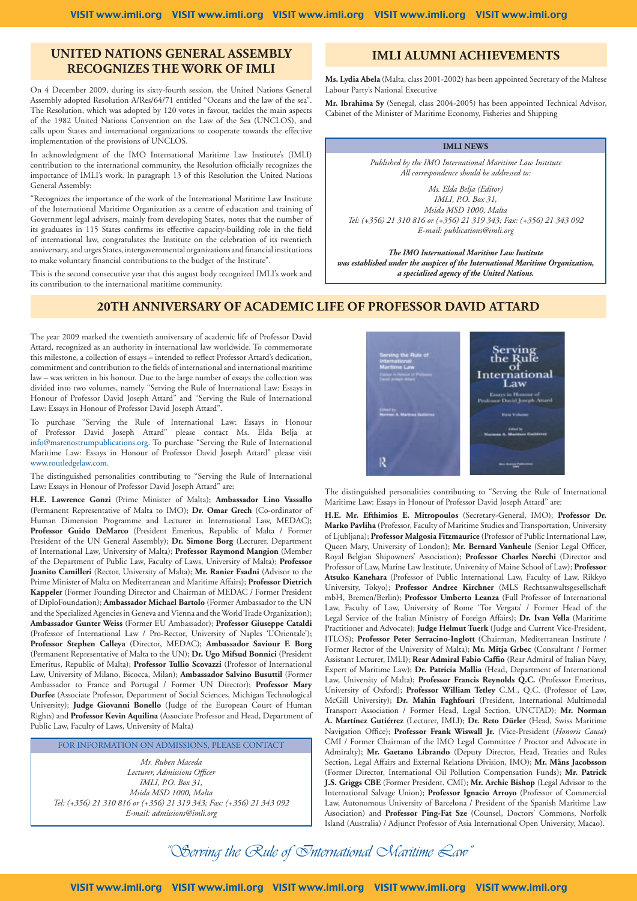## UNITED NATIONS GENERAL ASSEMBLY RECOGNIZES THE WORK OF IMLI

On 4 December 2009, during its sixty-fourth session, the United Nations General Assembly adopted Resolution A/Res/64/71 entitled "Oceans and the law of the sea". The Resolution, which was adopted by 120 votes in favour, tackles the main aspects of the 1982 United Nations Convention on the Law of the Sea (UNCLOS), and calls upon States and international organizations to cooperate towards the effective implementation of the provisions of UNCLOS.

In acknowledgment of the IMO International Maritime Law Institute's (IMLI) contribution to the international community, the Resolution officially recognizes the importance of IMLI's work. In paragraph 13 of this Resolution the United Nations General Assembly:

"Recognizes the importance of the work of the International Maritime Law Institute of the International Maritime Organization as a centre of education and training of Government legal advisers, mainly from developing States, notes that the number of its graduates in 115 States confirms its effective capacity-building role in the field of international law, congratulates the Institute on the celebration of its twentieth anniversary, and urges States, intergovernmental organizations and financial institutions to make voluntary financial contributions to the budget of the Institute".

This is the second consecutive year that this august body recognized IMLI's work and its contribution to the international maritime community.

## IMLI ALUMNI ACHIEVEMENTS

**Ms. Lydia Abela** (Malta, class 2001-2002) has been appointed Secretary of the Maltese Labour Party's National Executive

**Mr. Ibrahima Sy** (Senegal, class 2004-2005) has been appointed Technical Advisor, Cabinet of the Minister of Maritime Economy, Fisheries and Shipping

**IMLI NEWS**

*Published by the IMO International Maritime Law Institute*
*All correspondence should be addressed to:*

*Ms. Elda Belja (Editor)*
*IMLI, P.O. Box 31,*
*Msida MSD 1000, Malta*
*Tel: (+356) 21 310 816 or (+356) 21 319 343; Fax: (+356) 21 343 092*
*E-mail: publications@imli.org*

***The IMO International Maritime Law Institute was established under the auspices of the International Maritime Organization, a specialised agency of the United Nations.***

## 20TH ANNIVERSARY OF ACADEMIC LIFE OF PROFESSOR DAVID ATTARD

The year 2009 marked the twentieth anniversary of academic life of Professor David Attard, recognized as an authority in international law worldwide. To commemorate this milestone, a collection of essays – intended to reflect Professor Attard's dedication, commitment and contribution to the fields of international and international maritime law – was written in his honour. Due to the large number of essays the collection was divided into two volumes, namely "Serving the Rule of International Law: Essays in Honour of Professor David Joseph Attard" and "Serving the Rule of International Law: Essays in Honour of Professor David Joseph Attard".

To purchase "Serving the Rule of International Law: Essays in Honour of Professor David Joseph Attard" please contact Ms. Elda Belja at info@marenostrumpublications.org. To purchase "Serving the Rule of International Maritime Law: Essays in Honour of Professor David Joseph Attard" please visit www.routledgelaw.com.

The distinguished personalities contributing to "Serving the Rule of International Law: Essays in Honour of Professor David Joseph Attard" are:

**H.E. Lawrence Gonzi** (Prime Minister of Malta); **Ambassador Lino Vassallo** (Permanent Representative of Malta to IMO); **Dr. Omar Grech** (Co-ordinator of Human Dimension Programme and Lecturer in International Law, MEDAC); **Professor Guido DeMarco** (President Emeritus, Republic of Malta / Former President of the UN General Assembly); **Dr. Simone Borg** (Lecturer, Department of International Law, University of Malta); **Professor Raymond Mangion** (Member of the Department of Public Law, Faculty of Laws, University of Malta); **Professor Juanito Camilleri** (Rector, University of Malta); **Mr. Ranier Fsadni** (Advisor to the Prime Minister of Malta on Mediterranean and Maritime Affairs); **Professor Dietrich Kappeler** (Former Founding Director and Chairman of MEDAC / Former President of DiploFoundation); **Ambassador Michael Bartolo** (Former Ambassador to the UN and the Specialized Agencies in Geneva and Vienna and the World Trade Organization); **Ambassador Gunter Weiss** (Former EU Ambassador); **Professor Giuseppe Cataldi** (Professor of International Law / Pro-Rector, University of Naples 'L'Orientale'); **Professor Stephen Calleya** (Director, MEDAC); **Ambassador Saviour F. Borg** (Permanent Representative of Malta to the UN); **Dr. Ugo Mifsud Bonnici** (President Emeritus, Republic of Malta); **Professor Tullio Scovazzi** (Professor of International Law, University of Milano, Bicocca, Milan); **Ambassador Salvino Busuttil** (Former Ambassador to France and Portugal / Former UN Director); **Professor Mary Durfee** (Associate Professor, Department of Social Sciences, Michigan Technological University); **Judge Giovanni Bonello** (Judge of the European Court of Human Rights) and **Professor Kevin Aquilina** (Associate Professor and Head, Department of Public Law, Faculty of Laws, University of Malta)

FOR INFORMATION ON ADMISSIONS, PLEASE CONTACT

*Mr. Ruben Maceda*
*Lecturer, Admissions Officer*
*IMLI, P.O. Box 31,*
*Msida MSD 1000, Malta*
*Tel: (+356) 21 310 816 or (+356) 21 319 343; Fax: (+356) 21 343 092*
*E-mail: admissions@imli.org*

The distinguished personalities contributing to "Serving the Rule of International Maritime Law: Essays in Honour of Professor David Joseph Attard" are:

**H.E. Mr. Efthimios E. Mitropoulos** (Secretary-General, IMO); **Professor Dr. Marko Pavliha** (Professor, Faculty of Maritime Studies and Transportation, University of Ljubljana); **Professor Malgosia Fitzmaurice** (Professor of Public International Law, Queen Mary, University of London); **Mr. Bernard Vanheule** (Senior Legal Officer, Royal Belgian Shipowners' Association); **Professor Charles Norchi** (Director and Professor of Law, Marine Law Institute, University of Maine School of Law); **Professor Atsuko Kanehara** (Professor of Public International Law, Faculty of Law, Rikkyo University, Tokyo); **Professor Andree Kirchner** (MLS Rechtsanwaltsgesellschaft mbH, Bremen/Berlin); **Professor Umberto Leanza** (Full Professor of International Law, Faculty of Law, University of Rome 'Tor Vergata' / Former Head of the Legal Service of the Italian Ministry of Foreign Affairs); **Dr. Ivan Vella** (Maritime Practitioner and Advocate); **Judge Helmut Tuerk** (Judge and Current Vice-President, ITLOS); **Professor Peter Serracino-Inglott** (Chairman, Mediterranean Institute / Former Rector of the University of Malta); **Mr. Mitja Grbec** (Consultant / Former Assistant Lecturer, IMLI); **Rear Admiral Fabio Caffio** (Rear Admiral of Italian Navy, Expert of Maritime Law); **Dr. Patricia Mallia** (Head, Department of International Law, University of Malta); **Professor Francis Reynolds Q.C.** (Professor Emeritus, University of Oxford); **Professor William Tetley** C.M., Q.C. (Professor of Law, McGill University); **Dr. Mahin Faghfouri** (President, International Multimodal Transport Association / Former Head, Legal Section, UNCTAD); **Mr. Norman A. Martínez Gutiérrez** (Lecturer, IMLI); **Dr. Reto Dürler** (Head, Swiss Maritime Navigation Office); **Professor Frank Wiswall Jr.** (Vice-President (*Honoris Causa*) CMI / Former Chairman of the IMO Legal Committee / Proctor and Advocate in Admiralty); **Mr. Gaetano Librando** (Deputy Director, Head, Treaties and Rules Section, Legal Affairs and External Relations Division, IMO); **Mr. Måns Jacobsson** (Former Director, International Oil Pollution Compensation Funds); **Mr. Patrick J.S. Griggs CBE** (Former President, CMI); **Mr. Archie Bishop** (Legal Advisor to the International Salvage Union); **Professor Ignacio Arroyo** (Professor of Commercial Law, Autonomous University of Barcelona / President of the Spanish Maritime Law Association) and **Professor Ping-Fat Sze** (Counsel, Doctors' Commons, Norfolk Island (Australia) / Adjunct Professor of Asia International Open University, Macao).

*"Serving the Rule of International Maritime Law"*